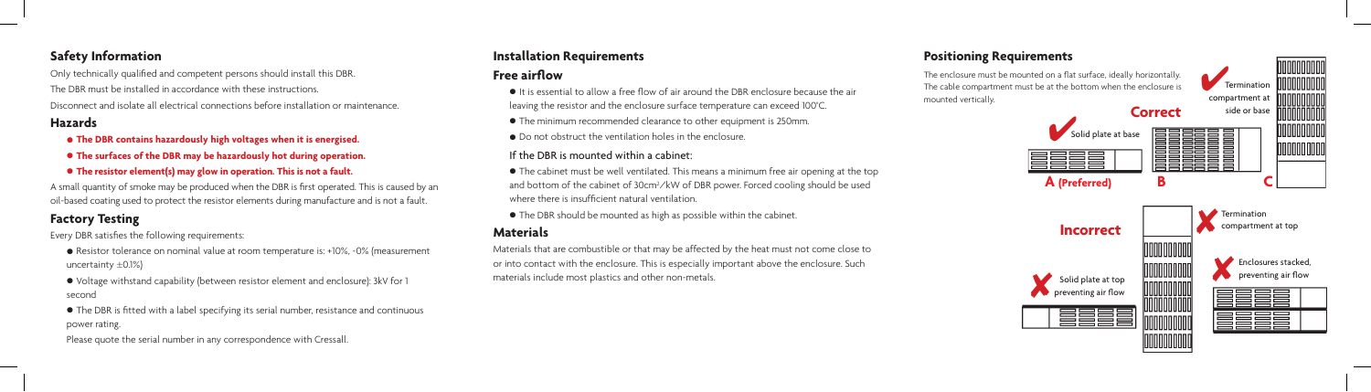## Safety Information

Only technically qualified and competent persons should install this DBR.

The DBR must be installed in accordance with these instructions.

Disconnect and isolate all electrical connections before installation or maintenance.

### Hazards

- **The DBR contains hazardously high voltages when it is energised.**
- **The surfaces of the DBR may be hazardously hot during operation.**
- **The resistor element(s) may glow in operation. This is not a fault.**

A small quantity of smoke may be produced when the DBR is first operated. This is caused by an oil-based coating used to protect the resistor elements during manufacture and is not a fault.

### Factory Testing

Every DBR satisfies the following requirements:

- Resistor tolerance on nominal value at room temperature is: +10%, -0% (measurement uncertainty ±0.1%)
- Voltage withstand capability (between resistor element and enclosure): 3kV for 1 second
- The DBR is fitted with a label specifying its serial number, resistance and continuous power rating.

Please quote the serial number in any correspondence with Cressall.

## Installation Requirements

### Free airflow

- It is essential to allow a free flow of air around the DBR enclosure because the air leaving the resistor and the enclosure surface temperature can exceed 100°C.
- The minimum recommended clearance to other equipment is 250mm.
- Do not obstruct the ventilation holes in the enclosure.

If the DBR is mounted within a cabinet:

- The cabinet must be well ventilated. This means a minimum free air opening at the top and bottom of the cabinet of 30cm²/kW of DBR power. Forced cooling should be used where there is insufficient natural ventilation.
- The DBR should be mounted as high as possible within the cabinet.

### Materials

Materials that are combustible or that may be affected by the heat must not come close to or into contact with the enclosure. This is especially important above the enclosure. Such materials include most plastics and other non-metals.

## Positioning Requirements

The enclosure must be mounted on a flat surface, ideally horizontally. The cable compartment must be at the bottom when the enclosure is mounted vertically.

**Correct**

- ✔ Solid plate at base — **A (Preferred)**
- **B**
- ✔ Termination compartment at side or base — **C**

**Incorrect**

- ✘ Solid plate at top preventing air flow
- ✘ Termination compartment at top
- ✘ Enclosures stacked, preventing air flow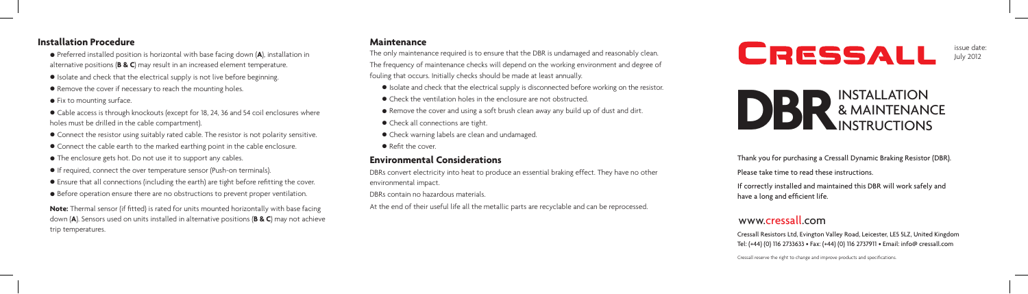## Installation Procedure

- Preferred installed position is horizontal with base facing down (**A**), installation in alternative positions (**B & C**) may result in an increased element temperature.
- Isolate and check that the electrical supply is not live before beginning.
- Remove the cover if necessary to reach the mounting holes.
- Fix to mounting surface.
- Cable access is through knockouts (except for 18, 24, 36 and 54 coil enclosures where holes must be drilled in the cable compartment).
- Connect the resistor using suitably rated cable. The resistor is not polarity sensitive.
- Connect the cable earth to the marked earthing point in the cable enclosure.
- The enclosure gets hot. Do not use it to support any cables.
- If required, connect the over temperature sensor (Push-on terminals).
- Ensure that all connections (including the earth) are tight before refitting the cover.
- Before operation ensure there are no obstructions to prevent proper ventilation.

**Note:** Thermal sensor (if fitted) is rated for units mounted horizontally with base facing down (**A**). Sensors used on units installed in alternative positions (**B & C**) may not achieve trip temperatures.

## Maintenance

The only maintenance required is to ensure that the DBR is undamaged and reasonably clean. The frequency of maintenance checks will depend on the working environment and degree of fouling that occurs. Initially checks should be made at least annually.

- Isolate and check that the electrical supply is disconnected before working on the resistor.
- Check the ventilation holes in the enclosure are not obstructed.
- Remove the cover and using a soft brush clean away any build up of dust and dirt.
- Check all connections are tight.
- Check warning labels are clean and undamaged.
- Refit the cover.

## Environmental Considerations

DBRs convert electricity into heat to produce an essential braking effect. They have no other environmental impact.

DBRs contain no hazardous materials.

At the end of their useful life all the metallic parts are recyclable and can be reprocessed.

# CRESSALL

issue date: July 2012

# DBR INSTALLATION & MAINTENANCE INSTRUCTIONS

Thank you for purchasing a Cressall Dynamic Braking Resistor (DBR).

Please take time to read these instructions.

If correctly installed and maintained this DBR will work safely and have a long and efficient life.

www.cressall.com

Cressall Resistors Ltd, Evington Valley Road, Leicester, LE5 5LZ, United Kingdom
Tel: (+44) (0) 116 2733633 • Fax: (+44) (0) 116 2737911 • Email: info@ cressall.com

Cressall reserve the right to change and improve products and specifications.